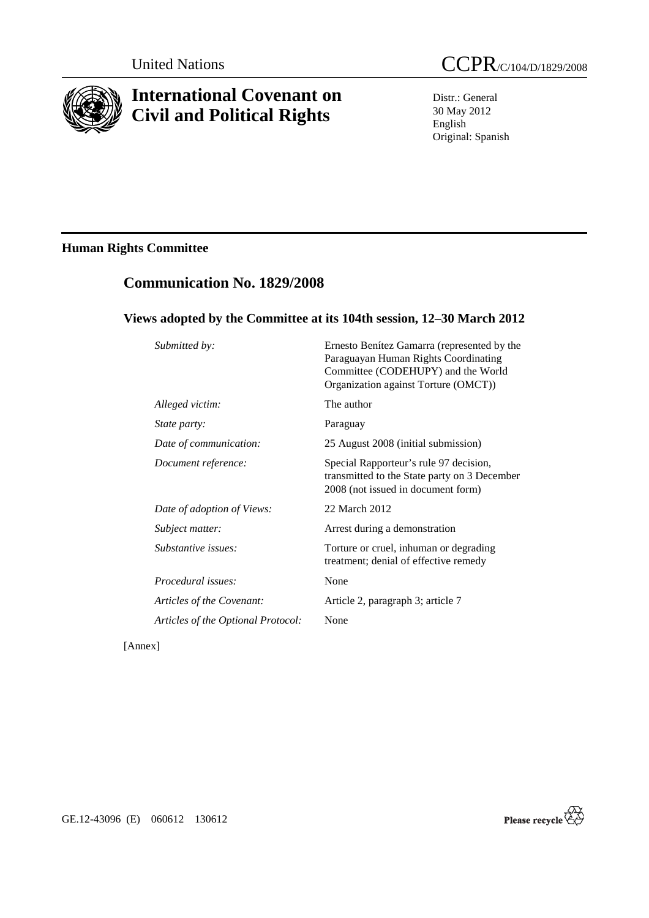United Nations

# CCPR/C/104/D/1829/2008

# International Covenant on Civil and Political Rights

Distr.: General
30 May 2012
English
Original: Spanish

## Human Rights Committee

## Communication No. 1829/2008

### Views adopted by the Committee at its 104th session, 12–30 March 2012

| | |
|---|---|
| *Submitted by:* | Ernesto Benítez Gamarra (represented by the Paraguayan Human Rights Coordinating Committee (CODEHUPY) and the World Organization against Torture (OMCT)) |
| *Alleged victim:* | The author |
| *State party:* | Paraguay |
| *Date of communication:* | 25 August 2008 (initial submission) |
| *Document reference:* | Special Rapporteur's rule 97 decision, transmitted to the State party on 3 December 2008 (not issued in document form) |
| *Date of adoption of Views:* | 22 March 2012 |
| *Subject matter:* | Arrest during a demonstration |
| *Substantive issues:* | Torture or cruel, inhuman or degrading treatment; denial of effective remedy |
| *Procedural issues:* | None |
| *Articles of the Covenant:* | Article 2, paragraph 3; article 7 |
| *Articles of the Optional Protocol:* | None |

[Annex]

GE.12-43096 (E) 060612 130612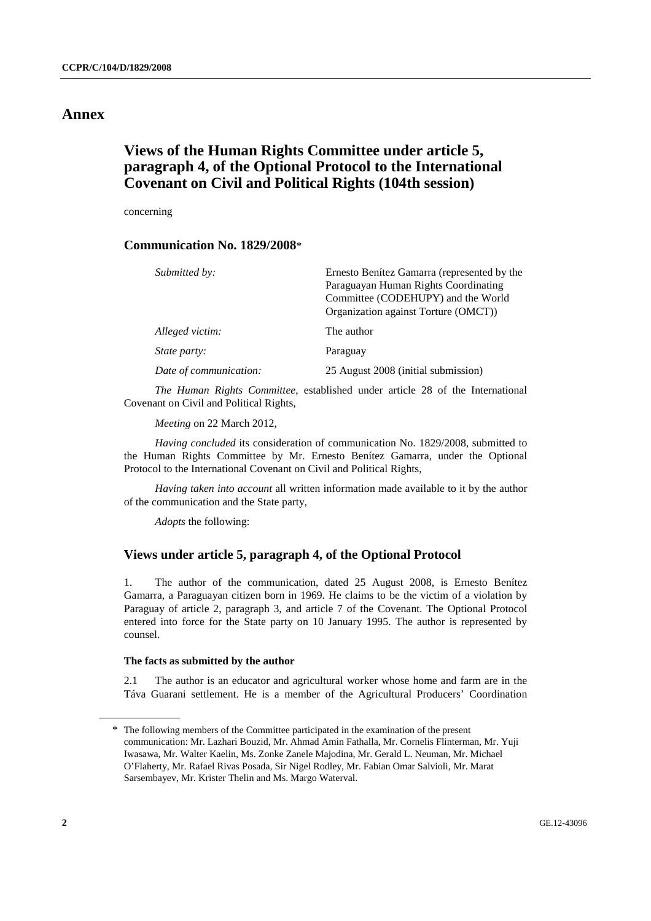# Annex

## Views of the Human Rights Committee under article 5, paragraph 4, of the Optional Protocol to the International Covenant on Civil and Political Rights (104th session)

concerning

### Communication No. 1829/2008*

| | |
|---|---|
| *Submitted by:* | Ernesto Benítez Gamarra (represented by the Paraguayan Human Rights Coordinating Committee (CODEHUPY) and the World Organization against Torture (OMCT)) |
| *Alleged victim:* | The author |
| *State party:* | Paraguay |
| *Date of communication:* | 25 August 2008 (initial submission) |

*The Human Rights Committee*, established under article 28 of the International Covenant on Civil and Political Rights,

*Meeting* on 22 March 2012,

*Having concluded* its consideration of communication No. 1829/2008, submitted to the Human Rights Committee by Mr. Ernesto Benítez Gamarra, under the Optional Protocol to the International Covenant on Civil and Political Rights,

*Having taken into account* all written information made available to it by the author of the communication and the State party,

*Adopts* the following:

### Views under article 5, paragraph 4, of the Optional Protocol

1. The author of the communication, dated 25 August 2008, is Ernesto Benítez Gamarra, a Paraguayan citizen born in 1969. He claims to be the victim of a violation by Paraguay of article 2, paragraph 3, and article 7 of the Covenant. The Optional Protocol entered into force for the State party on 10 January 1995. The author is represented by counsel.

**The facts as submitted by the author**

2.1 The author is an educator and agricultural worker whose home and farm are in the Táva Guarani settlement. He is a member of the Agricultural Producers' Coordination

---

\* The following members of the Committee participated in the examination of the present communication: Mr. Lazhari Bouzid, Mr. Ahmad Amin Fathalla, Mr. Cornelis Flinterman, Mr. Yuji Iwasawa, Mr. Walter Kaelin, Ms. Zonke Zanele Majodina, Mr. Gerald L. Neuman, Mr. Michael O'Flaherty, Mr. Rafael Rivas Posada, Sir Nigel Rodley, Mr. Fabian Omar Salvioli, Mr. Marat Sarsembayev, Mr. Krister Thelin and Ms. Margo Waterval.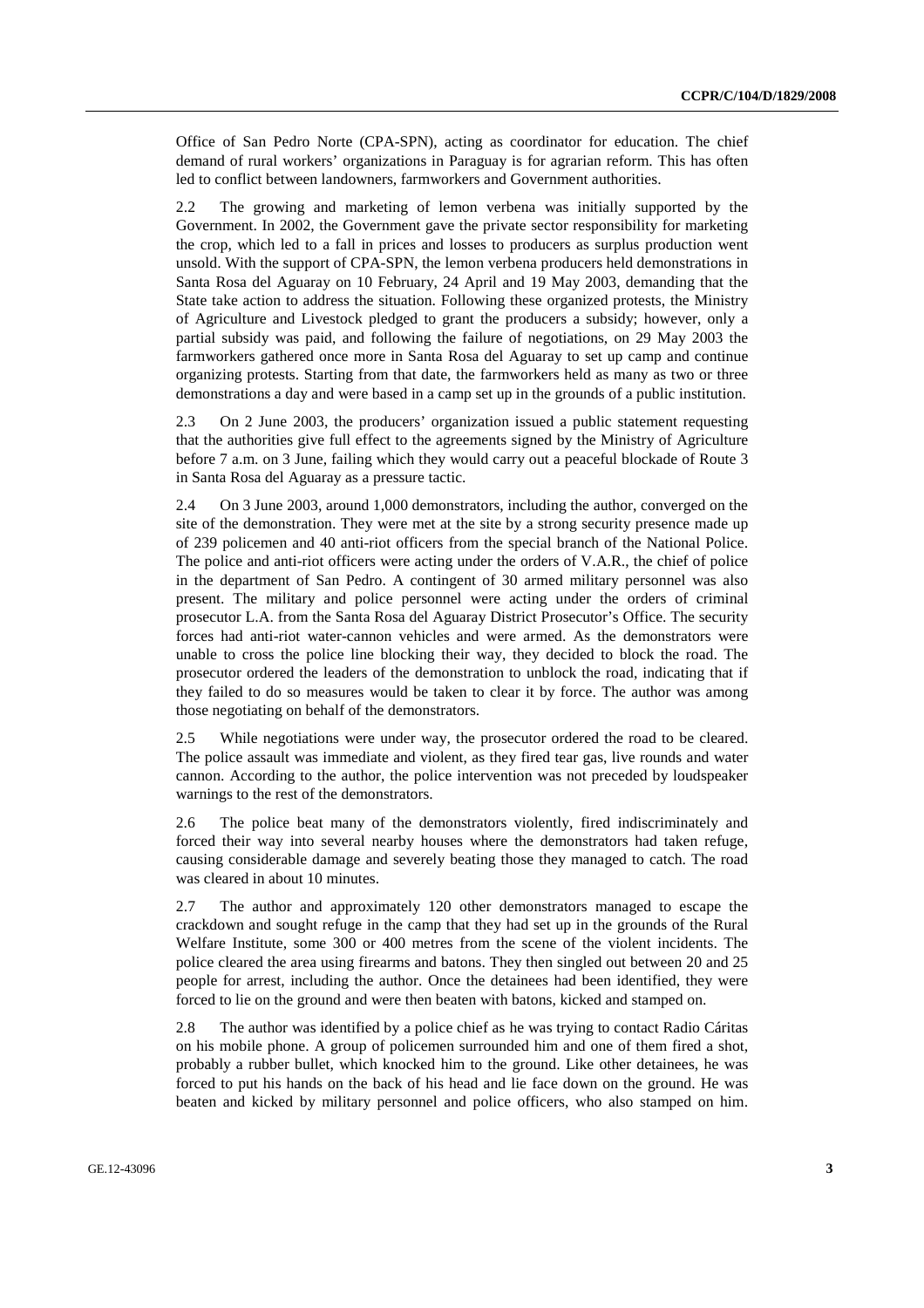Office of San Pedro Norte (CPA-SPN), acting as coordinator for education. The chief demand of rural workers' organizations in Paraguay is for agrarian reform. This has often led to conflict between landowners, farmworkers and Government authorities.

2.2 The growing and marketing of lemon verbena was initially supported by the Government. In 2002, the Government gave the private sector responsibility for marketing the crop, which led to a fall in prices and losses to producers as surplus production went unsold. With the support of CPA-SPN, the lemon verbena producers held demonstrations in Santa Rosa del Aguaray on 10 February, 24 April and 19 May 2003, demanding that the State take action to address the situation. Following these organized protests, the Ministry of Agriculture and Livestock pledged to grant the producers a subsidy; however, only a partial subsidy was paid, and following the failure of negotiations, on 29 May 2003 the farmworkers gathered once more in Santa Rosa del Aguaray to set up camp and continue organizing protests. Starting from that date, the farmworkers held as many as two or three demonstrations a day and were based in a camp set up in the grounds of a public institution.

2.3 On 2 June 2003, the producers' organization issued a public statement requesting that the authorities give full effect to the agreements signed by the Ministry of Agriculture before 7 a.m. on 3 June, failing which they would carry out a peaceful blockade of Route 3 in Santa Rosa del Aguaray as a pressure tactic.

2.4 On 3 June 2003, around 1,000 demonstrators, including the author, converged on the site of the demonstration. They were met at the site by a strong security presence made up of 239 policemen and 40 anti-riot officers from the special branch of the National Police. The police and anti-riot officers were acting under the orders of V.A.R., the chief of police in the department of San Pedro. A contingent of 30 armed military personnel was also present. The military and police personnel were acting under the orders of criminal prosecutor L.A. from the Santa Rosa del Aguaray District Prosecutor's Office. The security forces had anti-riot water-cannon vehicles and were armed. As the demonstrators were unable to cross the police line blocking their way, they decided to block the road. The prosecutor ordered the leaders of the demonstration to unblock the road, indicating that if they failed to do so measures would be taken to clear it by force. The author was among those negotiating on behalf of the demonstrators.

2.5 While negotiations were under way, the prosecutor ordered the road to be cleared. The police assault was immediate and violent, as they fired tear gas, live rounds and water cannon. According to the author, the police intervention was not preceded by loudspeaker warnings to the rest of the demonstrators.

2.6 The police beat many of the demonstrators violently, fired indiscriminately and forced their way into several nearby houses where the demonstrators had taken refuge, causing considerable damage and severely beating those they managed to catch. The road was cleared in about 10 minutes.

2.7 The author and approximately 120 other demonstrators managed to escape the crackdown and sought refuge in the camp that they had set up in the grounds of the Rural Welfare Institute, some 300 or 400 metres from the scene of the violent incidents. The police cleared the area using firearms and batons. They then singled out between 20 and 25 people for arrest, including the author. Once the detainees had been identified, they were forced to lie on the ground and were then beaten with batons, kicked and stamped on.

2.8 The author was identified by a police chief as he was trying to contact Radio Cáritas on his mobile phone. A group of policemen surrounded him and one of them fired a shot, probably a rubber bullet, which knocked him to the ground. Like other detainees, he was forced to put his hands on the back of his head and lie face down on the ground. He was beaten and kicked by military personnel and police officers, who also stamped on him.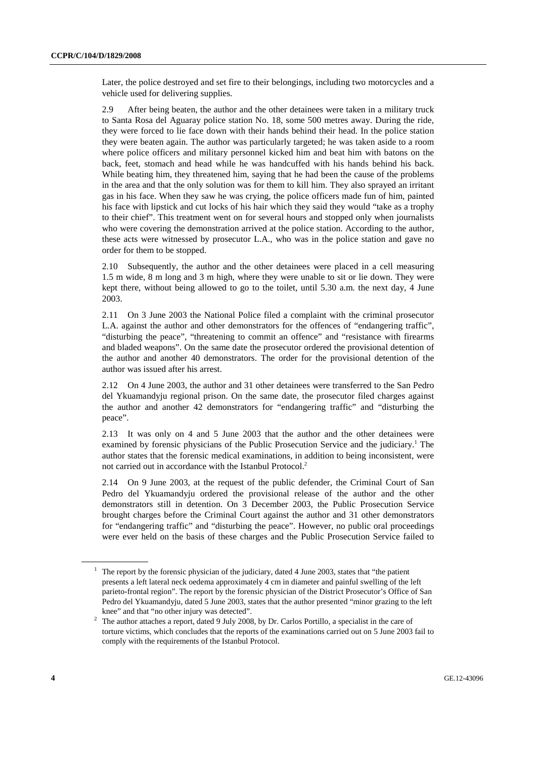Later, the police destroyed and set fire to their belongings, including two motorcycles and a vehicle used for delivering supplies.

2.9 After being beaten, the author and the other detainees were taken in a military truck to Santa Rosa del Aguaray police station No. 18, some 500 metres away. During the ride, they were forced to lie face down with their hands behind their head. In the police station they were beaten again. The author was particularly targeted; he was taken aside to a room where police officers and military personnel kicked him and beat him with batons on the back, feet, stomach and head while he was handcuffed with his hands behind his back. While beating him, they threatened him, saying that he had been the cause of the problems in the area and that the only solution was for them to kill him. They also sprayed an irritant gas in his face. When they saw he was crying, the police officers made fun of him, painted his face with lipstick and cut locks of his hair which they said they would "take as a trophy to their chief". This treatment went on for several hours and stopped only when journalists who were covering the demonstration arrived at the police station. According to the author, these acts were witnessed by prosecutor L.A., who was in the police station and gave no order for them to be stopped.

2.10 Subsequently, the author and the other detainees were placed in a cell measuring 1.5 m wide, 8 m long and 3 m high, where they were unable to sit or lie down. They were kept there, without being allowed to go to the toilet, until 5.30 a.m. the next day, 4 June 2003.

2.11 On 3 June 2003 the National Police filed a complaint with the criminal prosecutor L.A. against the author and other demonstrators for the offences of "endangering traffic", "disturbing the peace", "threatening to commit an offence" and "resistance with firearms and bladed weapons". On the same date the prosecutor ordered the provisional detention of the author and another 40 demonstrators. The order for the provisional detention of the author was issued after his arrest.

2.12 On 4 June 2003, the author and 31 other detainees were transferred to the San Pedro del Ykuamandyju regional prison. On the same date, the prosecutor filed charges against the author and another 42 demonstrators for "endangering traffic" and "disturbing the peace".

2.13 It was only on 4 and 5 June 2003 that the author and the other detainees were examined by forensic physicians of the Public Prosecution Service and the judiciary.[1] The author states that the forensic medical examinations, in addition to being inconsistent, were not carried out in accordance with the Istanbul Protocol.[2]

2.14 On 9 June 2003, at the request of the public defender, the Criminal Court of San Pedro del Ykuamandyju ordered the provisional release of the author and the other demonstrators still in detention. On 3 December 2003, the Public Prosecution Service brought charges before the Criminal Court against the author and 31 other demonstrators for "endangering traffic" and "disturbing the peace". However, no public oral proceedings were ever held on the basis of these charges and the Public Prosecution Service failed to

---

[1] The report by the forensic physician of the judiciary, dated 4 June 2003, states that "the patient presents a left lateral neck oedema approximately 4 cm in diameter and painful swelling of the left parieto-frontal region". The report by the forensic physician of the District Prosecutor's Office of San Pedro del Ykuamandyju, dated 5 June 2003, states that the author presented "minor grazing to the left knee" and that "no other injury was detected".

[2] The author attaches a report, dated 9 July 2008, by Dr. Carlos Portillo, a specialist in the care of torture victims, which concludes that the reports of the examinations carried out on 5 June 2003 fail to comply with the requirements of the Istanbul Protocol.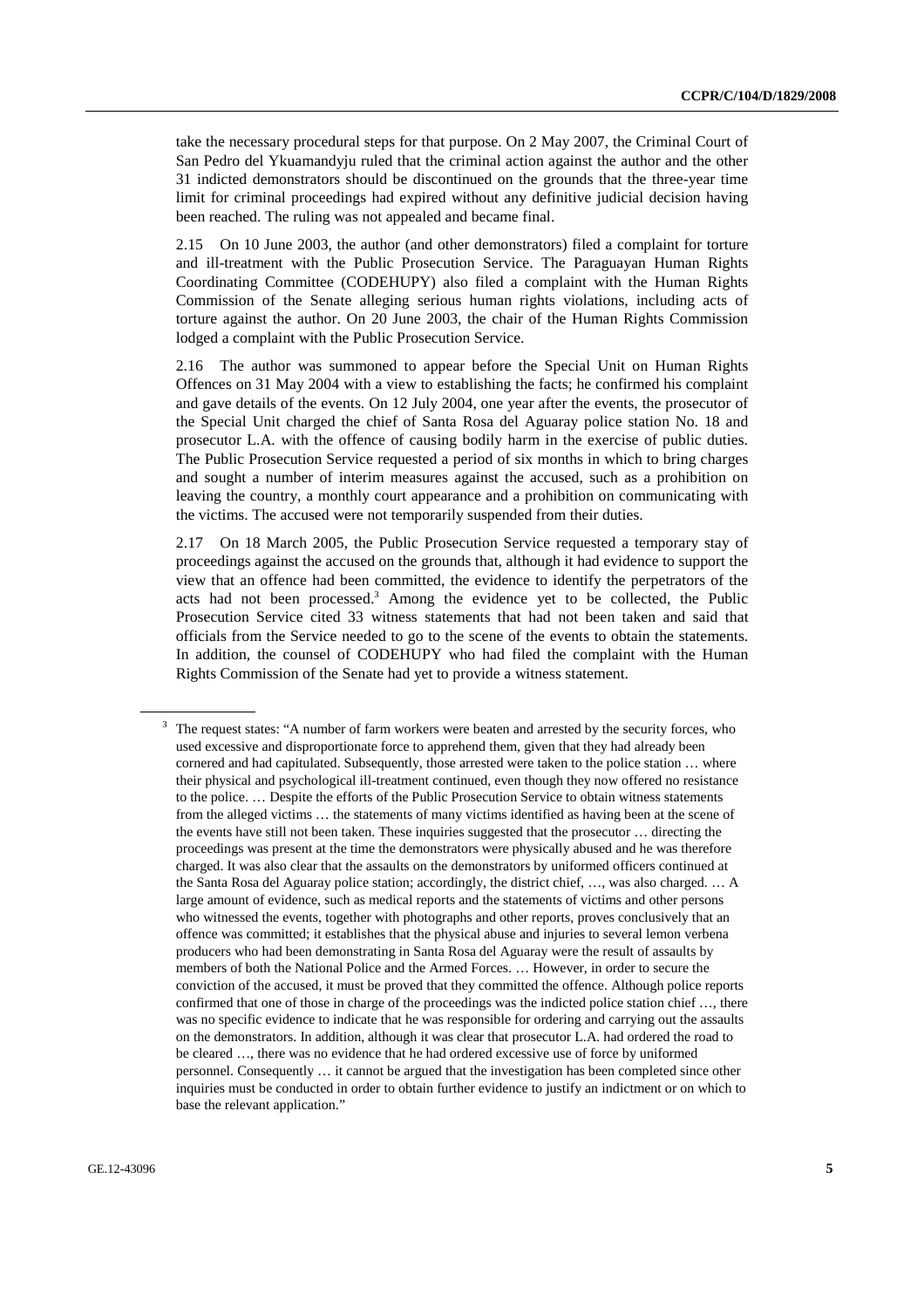take the necessary procedural steps for that purpose. On 2 May 2007, the Criminal Court of San Pedro del Ykuamandyju ruled that the criminal action against the author and the other 31 indicted demonstrators should be discontinued on the grounds that the three-year time limit for criminal proceedings had expired without any definitive judicial decision having been reached. The ruling was not appealed and became final.

2.15 On 10 June 2003, the author (and other demonstrators) filed a complaint for torture and ill-treatment with the Public Prosecution Service. The Paraguayan Human Rights Coordinating Committee (CODEHUPY) also filed a complaint with the Human Rights Commission of the Senate alleging serious human rights violations, including acts of torture against the author. On 20 June 2003, the chair of the Human Rights Commission lodged a complaint with the Public Prosecution Service.

2.16 The author was summoned to appear before the Special Unit on Human Rights Offences on 31 May 2004 with a view to establishing the facts; he confirmed his complaint and gave details of the events. On 12 July 2004, one year after the events, the prosecutor of the Special Unit charged the chief of Santa Rosa del Aguaray police station No. 18 and prosecutor L.A. with the offence of causing bodily harm in the exercise of public duties. The Public Prosecution Service requested a period of six months in which to bring charges and sought a number of interim measures against the accused, such as a prohibition on leaving the country, a monthly court appearance and a prohibition on communicating with the victims. The accused were not temporarily suspended from their duties.

2.17 On 18 March 2005, the Public Prosecution Service requested a temporary stay of proceedings against the accused on the grounds that, although it had evidence to support the view that an offence had been committed, the evidence to identify the perpetrators of the acts had not been processed.[3] Among the evidence yet to be collected, the Public Prosecution Service cited 33 witness statements that had not been taken and said that officials from the Service needed to go to the scene of the events to obtain the statements. In addition, the counsel of CODEHUPY who had filed the complaint with the Human Rights Commission of the Senate had yet to provide a witness statement.

[3] The request states: "A number of farm workers were beaten and arrested by the security forces, who used excessive and disproportionate force to apprehend them, given that they had already been cornered and had capitulated. Subsequently, those arrested were taken to the police station … where their physical and psychological ill-treatment continued, even though they now offered no resistance to the police. … Despite the efforts of the Public Prosecution Service to obtain witness statements from the alleged victims … the statements of many victims identified as having been at the scene of the events have still not been taken. These inquiries suggested that the prosecutor … directing the proceedings was present at the time the demonstrators were physically abused and he was therefore charged. It was also clear that the assaults on the demonstrators by uniformed officers continued at the Santa Rosa del Aguaray police station; accordingly, the district chief, …, was also charged. … A large amount of evidence, such as medical reports and the statements of victims and other persons who witnessed the events, together with photographs and other reports, proves conclusively that an offence was committed; it establishes that the physical abuse and injuries to several lemon verbena producers who had been demonstrating in Santa Rosa del Aguaray were the result of assaults by members of both the National Police and the Armed Forces. … However, in order to secure the conviction of the accused, it must be proved that they committed the offence. Although police reports confirmed that one of those in charge of the proceedings was the indicted police station chief …, there was no specific evidence to indicate that he was responsible for ordering and carrying out the assaults on the demonstrators. In addition, although it was clear that prosecutor L.A. had ordered the road to be cleared …, there was no evidence that he had ordered excessive use of force by uniformed personnel. Consequently … it cannot be argued that the investigation has been completed since other inquiries must be conducted in order to obtain further evidence to justify an indictment or on which to base the relevant application."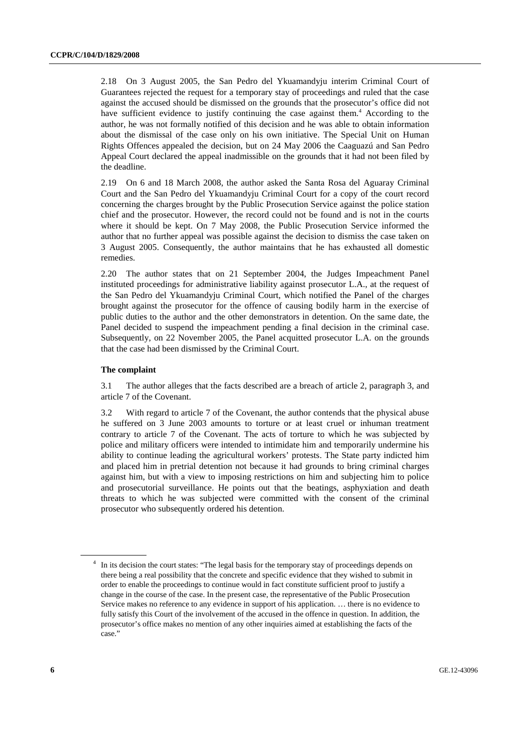2.18 On 3 August 2005, the San Pedro del Ykuamandyju interim Criminal Court of Guarantees rejected the request for a temporary stay of proceedings and ruled that the case against the accused should be dismissed on the grounds that the prosecutor's office did not have sufficient evidence to justify continuing the case against them.[4] According to the author, he was not formally notified of this decision and he was able to obtain information about the dismissal of the case only on his own initiative. The Special Unit on Human Rights Offences appealed the decision, but on 24 May 2006 the Caaguazú and San Pedro Appeal Court declared the appeal inadmissible on the grounds that it had not been filed by the deadline.

2.19 On 6 and 18 March 2008, the author asked the Santa Rosa del Aguaray Criminal Court and the San Pedro del Ykuamandyju Criminal Court for a copy of the court record concerning the charges brought by the Public Prosecution Service against the police station chief and the prosecutor. However, the record could not be found and is not in the courts where it should be kept. On 7 May 2008, the Public Prosecution Service informed the author that no further appeal was possible against the decision to dismiss the case taken on 3 August 2005. Consequently, the author maintains that he has exhausted all domestic remedies.

2.20 The author states that on 21 September 2004, the Judges Impeachment Panel instituted proceedings for administrative liability against prosecutor L.A., at the request of the San Pedro del Ykuamandyju Criminal Court, which notified the Panel of the charges brought against the prosecutor for the offence of causing bodily harm in the exercise of public duties to the author and the other demonstrators in detention. On the same date, the Panel decided to suspend the impeachment pending a final decision in the criminal case. Subsequently, on 22 November 2005, the Panel acquitted prosecutor L.A. on the grounds that the case had been dismissed by the Criminal Court.

### The complaint

3.1 The author alleges that the facts described are a breach of article 2, paragraph 3, and article 7 of the Covenant.

3.2 With regard to article 7 of the Covenant, the author contends that the physical abuse he suffered on 3 June 2003 amounts to torture or at least cruel or inhuman treatment contrary to article 7 of the Covenant. The acts of torture to which he was subjected by police and military officers were intended to intimidate him and temporarily undermine his ability to continue leading the agricultural workers' protests. The State party indicted him and placed him in pretrial detention not because it had grounds to bring criminal charges against him, but with a view to imposing restrictions on him and subjecting him to police and prosecutorial surveillance. He points out that the beatings, asphyxiation and death threats to which he was subjected were committed with the consent of the criminal prosecutor who subsequently ordered his detention.

[4] In its decision the court states: "The legal basis for the temporary stay of proceedings depends on there being a real possibility that the concrete and specific evidence that they wished to submit in order to enable the proceedings to continue would in fact constitute sufficient proof to justify a change in the course of the case. In the present case, the representative of the Public Prosecution Service makes no reference to any evidence in support of his application. … there is no evidence to fully satisfy this Court of the involvement of the accused in the offence in question. In addition, the prosecutor's office makes no mention of any other inquiries aimed at establishing the facts of the case."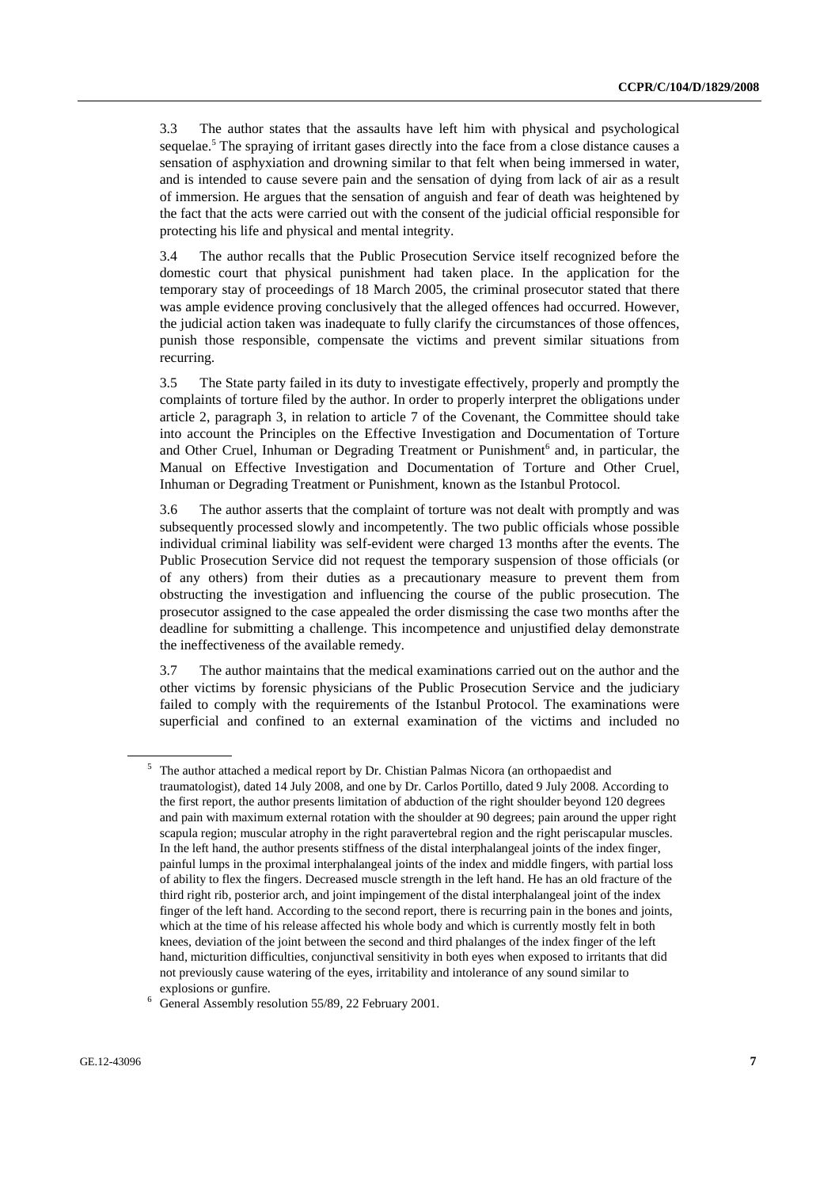3.3 The author states that the assaults have left him with physical and psychological sequelae.[5] The spraying of irritant gases directly into the face from a close distance causes a sensation of asphyxiation and drowning similar to that felt when being immersed in water, and is intended to cause severe pain and the sensation of dying from lack of air as a result of immersion. He argues that the sensation of anguish and fear of death was heightened by the fact that the acts were carried out with the consent of the judicial official responsible for protecting his life and physical and mental integrity.

3.4 The author recalls that the Public Prosecution Service itself recognized before the domestic court that physical punishment had taken place. In the application for the temporary stay of proceedings of 18 March 2005, the criminal prosecutor stated that there was ample evidence proving conclusively that the alleged offences had occurred. However, the judicial action taken was inadequate to fully clarify the circumstances of those offences, punish those responsible, compensate the victims and prevent similar situations from recurring.

3.5 The State party failed in its duty to investigate effectively, properly and promptly the complaints of torture filed by the author. In order to properly interpret the obligations under article 2, paragraph 3, in relation to article 7 of the Covenant, the Committee should take into account the Principles on the Effective Investigation and Documentation of Torture and Other Cruel, Inhuman or Degrading Treatment or Punishment[6] and, in particular, the Manual on Effective Investigation and Documentation of Torture and Other Cruel, Inhuman or Degrading Treatment or Punishment, known as the Istanbul Protocol.

3.6 The author asserts that the complaint of torture was not dealt with promptly and was subsequently processed slowly and incompetently. The two public officials whose possible individual criminal liability was self-evident were charged 13 months after the events. The Public Prosecution Service did not request the temporary suspension of those officials (or of any others) from their duties as a precautionary measure to prevent them from obstructing the investigation and influencing the course of the public prosecution. The prosecutor assigned to the case appealed the order dismissing the case two months after the deadline for submitting a challenge. This incompetence and unjustified delay demonstrate the ineffectiveness of the available remedy.

3.7 The author maintains that the medical examinations carried out on the author and the other victims by forensic physicians of the Public Prosecution Service and the judiciary failed to comply with the requirements of the Istanbul Protocol. The examinations were superficial and confined to an external examination of the victims and included no

---

[5] The author attached a medical report by Dr. Chistian Palmas Nicora (an orthopaedist and traumatologist), dated 14 July 2008, and one by Dr. Carlos Portillo, dated 9 July 2008. According to the first report, the author presents limitation of abduction of the right shoulder beyond 120 degrees and pain with maximum external rotation with the shoulder at 90 degrees; pain around the upper right scapula region; muscular atrophy in the right paravertebral region and the right periscapular muscles. In the left hand, the author presents stiffness of the distal interphalangeal joints of the index finger, painful lumps in the proximal interphalangeal joints of the index and middle fingers, with partial loss of ability to flex the fingers. Decreased muscle strength in the left hand. He has an old fracture of the third right rib, posterior arch, and joint impingement of the distal interphalangeal joint of the index finger of the left hand. According to the second report, there is recurring pain in the bones and joints, which at the time of his release affected his whole body and which is currently mostly felt in both knees, deviation of the joint between the second and third phalanges of the index finger of the left hand, micturition difficulties, conjunctival sensitivity in both eyes when exposed to irritants that did not previously cause watering of the eyes, irritability and intolerance of any sound similar to explosions or gunfire.

[6] General Assembly resolution 55/89, 22 February 2001.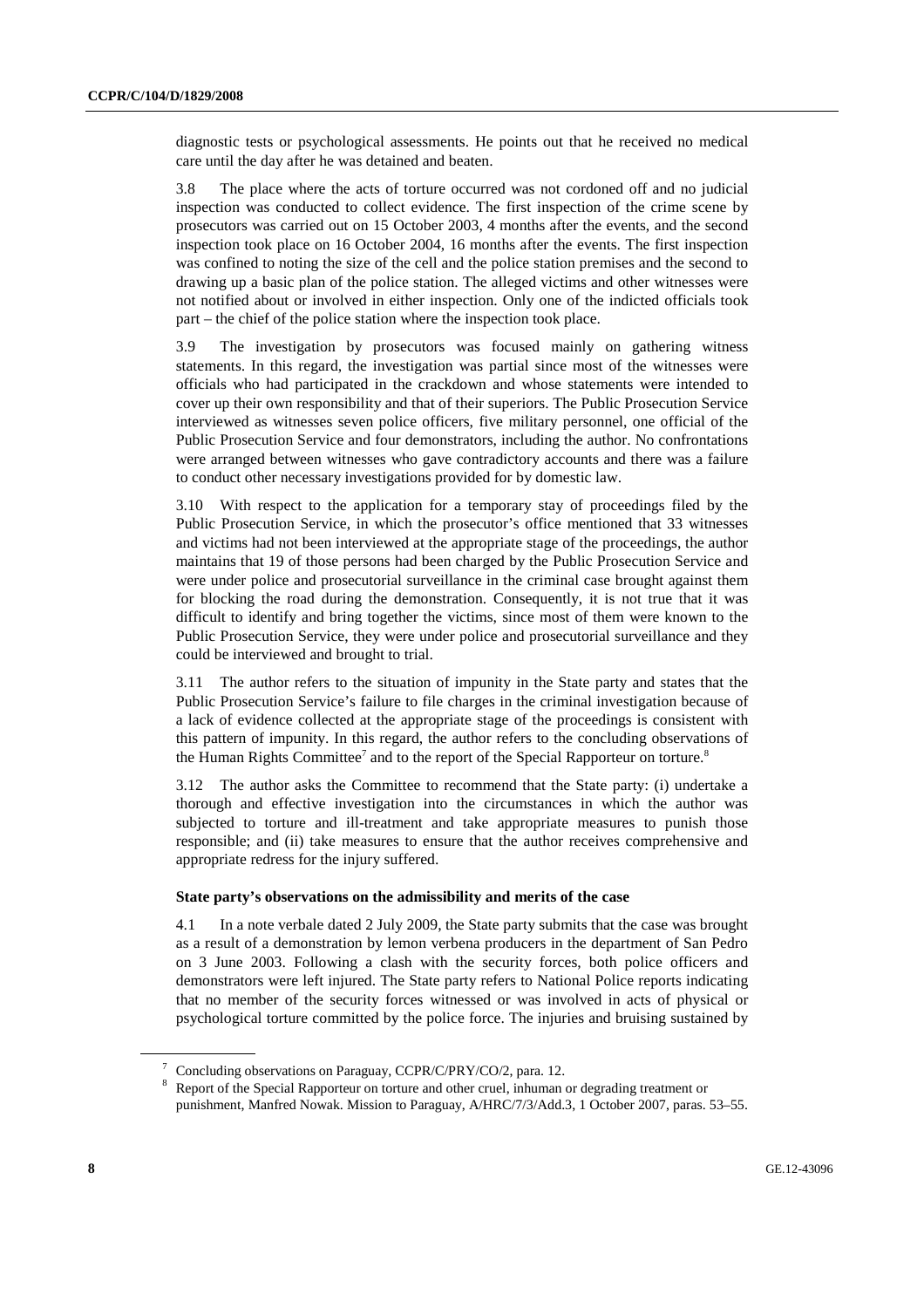diagnostic tests or psychological assessments. He points out that he received no medical care until the day after he was detained and beaten.

3.8 The place where the acts of torture occurred was not cordoned off and no judicial inspection was conducted to collect evidence. The first inspection of the crime scene by prosecutors was carried out on 15 October 2003, 4 months after the events, and the second inspection took place on 16 October 2004, 16 months after the events. The first inspection was confined to noting the size of the cell and the police station premises and the second to drawing up a basic plan of the police station. The alleged victims and other witnesses were not notified about or involved in either inspection. Only one of the indicted officials took part – the chief of the police station where the inspection took place.

3.9 The investigation by prosecutors was focused mainly on gathering witness statements. In this regard, the investigation was partial since most of the witnesses were officials who had participated in the crackdown and whose statements were intended to cover up their own responsibility and that of their superiors. The Public Prosecution Service interviewed as witnesses seven police officers, five military personnel, one official of the Public Prosecution Service and four demonstrators, including the author. No confrontations were arranged between witnesses who gave contradictory accounts and there was a failure to conduct other necessary investigations provided for by domestic law.

3.10 With respect to the application for a temporary stay of proceedings filed by the Public Prosecution Service, in which the prosecutor's office mentioned that 33 witnesses and victims had not been interviewed at the appropriate stage of the proceedings, the author maintains that 19 of those persons had been charged by the Public Prosecution Service and were under police and prosecutorial surveillance in the criminal case brought against them for blocking the road during the demonstration. Consequently, it is not true that it was difficult to identify and bring together the victims, since most of them were known to the Public Prosecution Service, they were under police and prosecutorial surveillance and they could be interviewed and brought to trial.

3.11 The author refers to the situation of impunity in the State party and states that the Public Prosecution Service's failure to file charges in the criminal investigation because of a lack of evidence collected at the appropriate stage of the proceedings is consistent with this pattern of impunity. In this regard, the author refers to the concluding observations of the Human Rights Committee[7] and to the report of the Special Rapporteur on torture.[8]

3.12 The author asks the Committee to recommend that the State party: (i) undertake a thorough and effective investigation into the circumstances in which the author was subjected to torture and ill-treatment and take appropriate measures to punish those responsible; and (ii) take measures to ensure that the author receives comprehensive and appropriate redress for the injury suffered.

**State party's observations on the admissibility and merits of the case**

4.1 In a note verbale dated 2 July 2009, the State party submits that the case was brought as a result of a demonstration by lemon verbena producers in the department of San Pedro on 3 June 2003. Following a clash with the security forces, both police officers and demonstrators were left injured. The State party refers to National Police reports indicating that no member of the security forces witnessed or was involved in acts of physical or psychological torture committed by the police force. The injuries and bruising sustained by

[7] Concluding observations on Paraguay, CCPR/C/PRY/CO/2, para. 12.

[8] Report of the Special Rapporteur on torture and other cruel, inhuman or degrading treatment or punishment, Manfred Nowak. Mission to Paraguay, A/HRC/7/3/Add.3, 1 October 2007, paras. 53–55.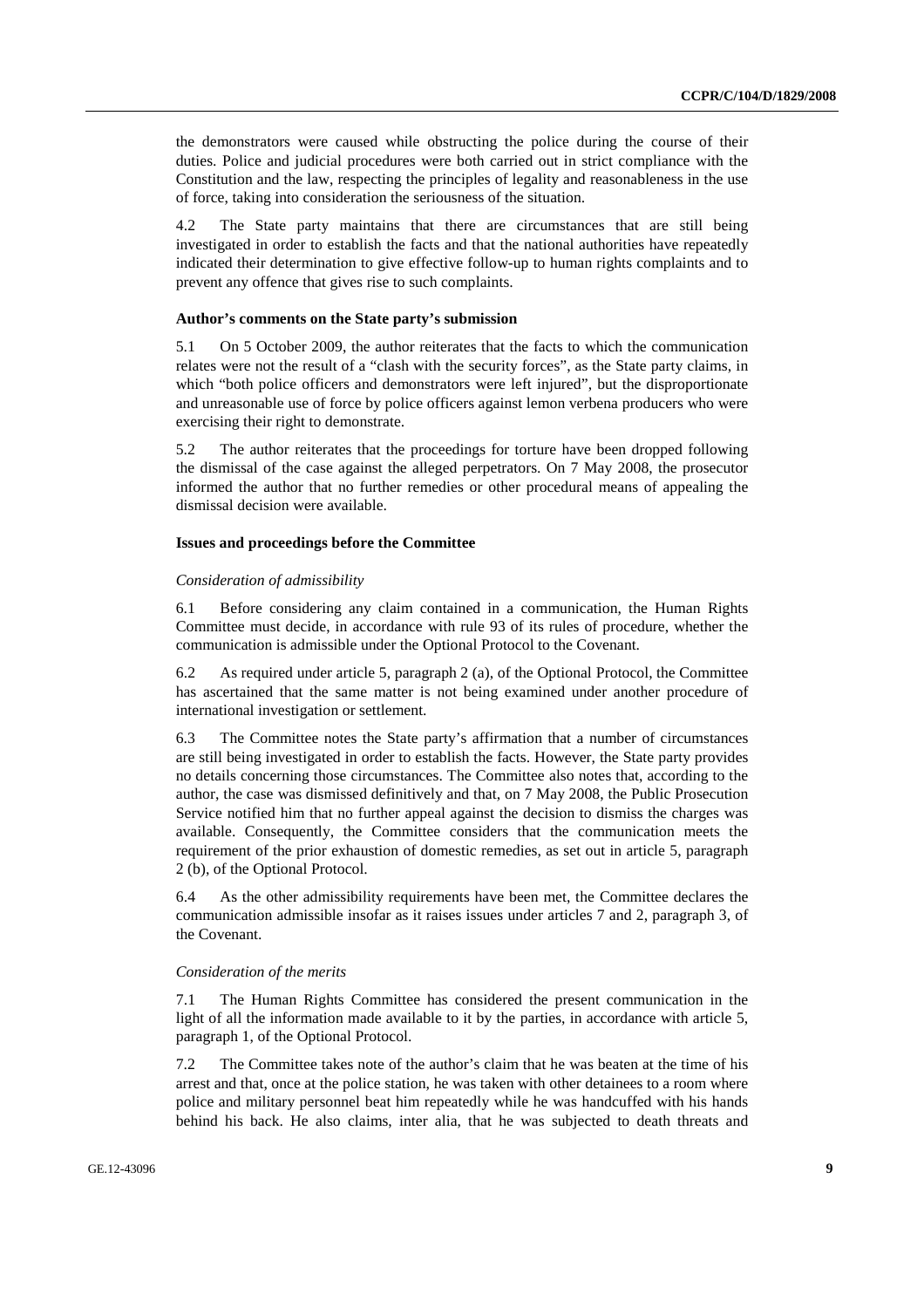the demonstrators were caused while obstructing the police during the course of their duties. Police and judicial procedures were both carried out in strict compliance with the Constitution and the law, respecting the principles of legality and reasonableness in the use of force, taking into consideration the seriousness of the situation.

4.2 The State party maintains that there are circumstances that are still being investigated in order to establish the facts and that the national authorities have repeatedly indicated their determination to give effective follow-up to human rights complaints and to prevent any offence that gives rise to such complaints.

**Author's comments on the State party's submission**

5.1 On 5 October 2009, the author reiterates that the facts to which the communication relates were not the result of a "clash with the security forces", as the State party claims, in which "both police officers and demonstrators were left injured", but the disproportionate and unreasonable use of force by police officers against lemon verbena producers who were exercising their right to demonstrate.

5.2 The author reiterates that the proceedings for torture have been dropped following the dismissal of the case against the alleged perpetrators. On 7 May 2008, the prosecutor informed the author that no further remedies or other procedural means of appealing the dismissal decision were available.

**Issues and proceedings before the Committee**

*Consideration of admissibility*

6.1 Before considering any claim contained in a communication, the Human Rights Committee must decide, in accordance with rule 93 of its rules of procedure, whether the communication is admissible under the Optional Protocol to the Covenant.

6.2 As required under article 5, paragraph 2 (a), of the Optional Protocol, the Committee has ascertained that the same matter is not being examined under another procedure of international investigation or settlement.

6.3 The Committee notes the State party's affirmation that a number of circumstances are still being investigated in order to establish the facts. However, the State party provides no details concerning those circumstances. The Committee also notes that, according to the author, the case was dismissed definitively and that, on 7 May 2008, the Public Prosecution Service notified him that no further appeal against the decision to dismiss the charges was available. Consequently, the Committee considers that the communication meets the requirement of the prior exhaustion of domestic remedies, as set out in article 5, paragraph 2 (b), of the Optional Protocol.

6.4 As the other admissibility requirements have been met, the Committee declares the communication admissible insofar as it raises issues under articles 7 and 2, paragraph 3, of the Covenant.

*Consideration of the merits*

7.1 The Human Rights Committee has considered the present communication in the light of all the information made available to it by the parties, in accordance with article 5, paragraph 1, of the Optional Protocol.

7.2 The Committee takes note of the author's claim that he was beaten at the time of his arrest and that, once at the police station, he was taken with other detainees to a room where police and military personnel beat him repeatedly while he was handcuffed with his hands behind his back. He also claims, inter alia, that he was subjected to death threats and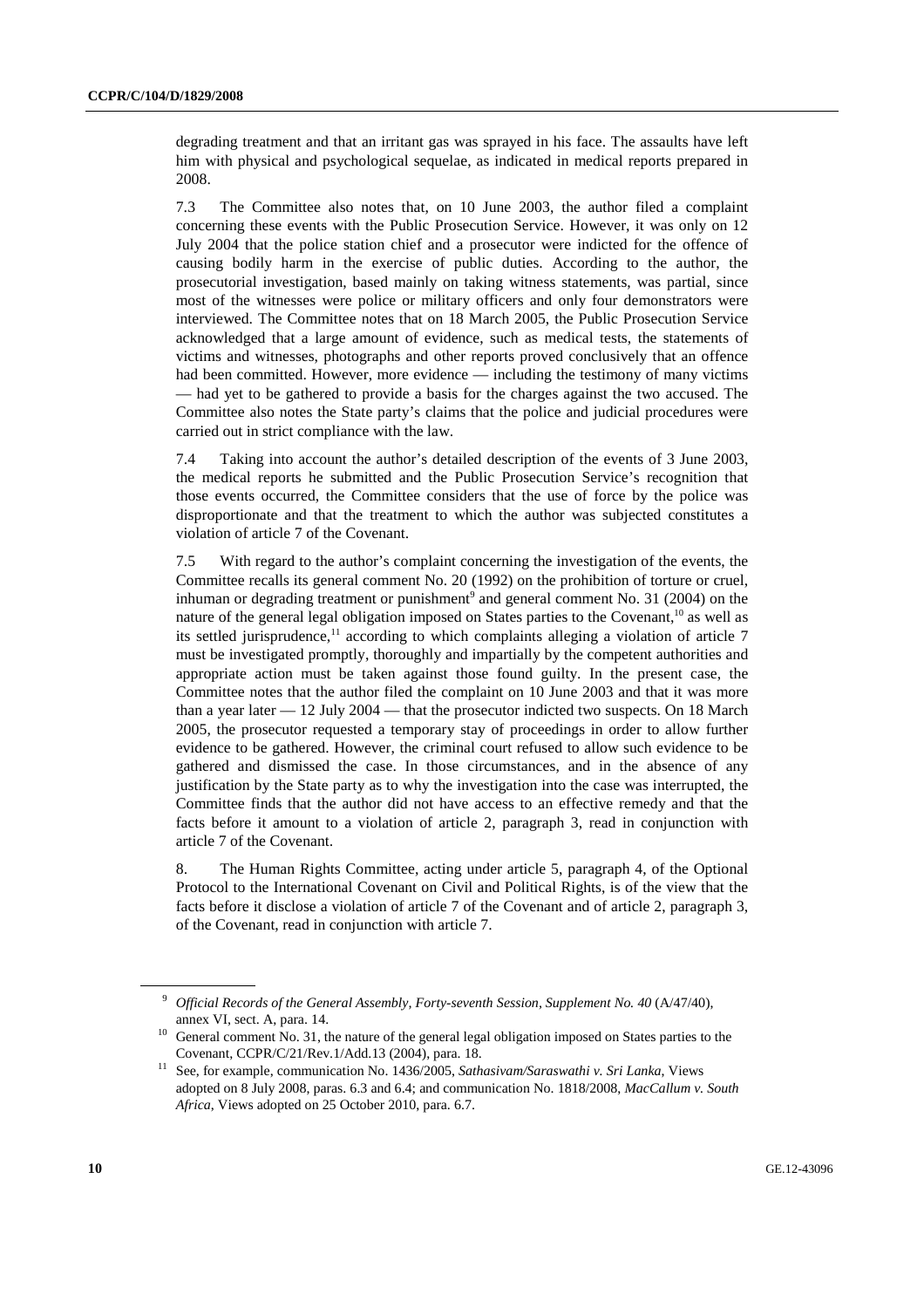degrading treatment and that an irritant gas was sprayed in his face. The assaults have left him with physical and psychological sequelae, as indicated in medical reports prepared in 2008.

7.3 The Committee also notes that, on 10 June 2003, the author filed a complaint concerning these events with the Public Prosecution Service. However, it was only on 12 July 2004 that the police station chief and a prosecutor were indicted for the offence of causing bodily harm in the exercise of public duties. According to the author, the prosecutorial investigation, based mainly on taking witness statements, was partial, since most of the witnesses were police or military officers and only four demonstrators were interviewed. The Committee notes that on 18 March 2005, the Public Prosecution Service acknowledged that a large amount of evidence, such as medical tests, the statements of victims and witnesses, photographs and other reports proved conclusively that an offence had been committed. However, more evidence — including the testimony of many victims — had yet to be gathered to provide a basis for the charges against the two accused. The Committee also notes the State party's claims that the police and judicial procedures were carried out in strict compliance with the law.

7.4 Taking into account the author's detailed description of the events of 3 June 2003, the medical reports he submitted and the Public Prosecution Service's recognition that those events occurred, the Committee considers that the use of force by the police was disproportionate and that the treatment to which the author was subjected constitutes a violation of article 7 of the Covenant.

7.5 With regard to the author's complaint concerning the investigation of the events, the Committee recalls its general comment No. 20 (1992) on the prohibition of torture or cruel, inhuman or degrading treatment or punishment[9] and general comment No. 31 (2004) on the nature of the general legal obligation imposed on States parties to the Covenant,[10] as well as its settled jurisprudence,[11] according to which complaints alleging a violation of article 7 must be investigated promptly, thoroughly and impartially by the competent authorities and appropriate action must be taken against those found guilty. In the present case, the Committee notes that the author filed the complaint on 10 June 2003 and that it was more than a year later — 12 July 2004 — that the prosecutor indicted two suspects. On 18 March 2005, the prosecutor requested a temporary stay of proceedings in order to allow further evidence to be gathered. However, the criminal court refused to allow such evidence to be gathered and dismissed the case. In those circumstances, and in the absence of any justification by the State party as to why the investigation into the case was interrupted, the Committee finds that the author did not have access to an effective remedy and that the facts before it amount to a violation of article 2, paragraph 3, read in conjunction with article 7 of the Covenant.

8. The Human Rights Committee, acting under article 5, paragraph 4, of the Optional Protocol to the International Covenant on Civil and Political Rights, is of the view that the facts before it disclose a violation of article 7 of the Covenant and of article 2, paragraph 3, of the Covenant, read in conjunction with article 7.

---

[9] *Official Records of the General Assembly, Forty-seventh Session, Supplement No. 40* (A/47/40), annex VI, sect. A, para. 14.

[10] General comment No. 31, the nature of the general legal obligation imposed on States parties to the Covenant, CCPR/C/21/Rev.1/Add.13 (2004), para. 18.

[11] See, for example, communication No. 1436/2005, *Sathasivam/Saraswathi v. Sri Lanka*, Views adopted on 8 July 2008, paras. 6.3 and 6.4; and communication No. 1818/2008, *MacCallum v. South Africa*, Views adopted on 25 October 2010, para. 6.7.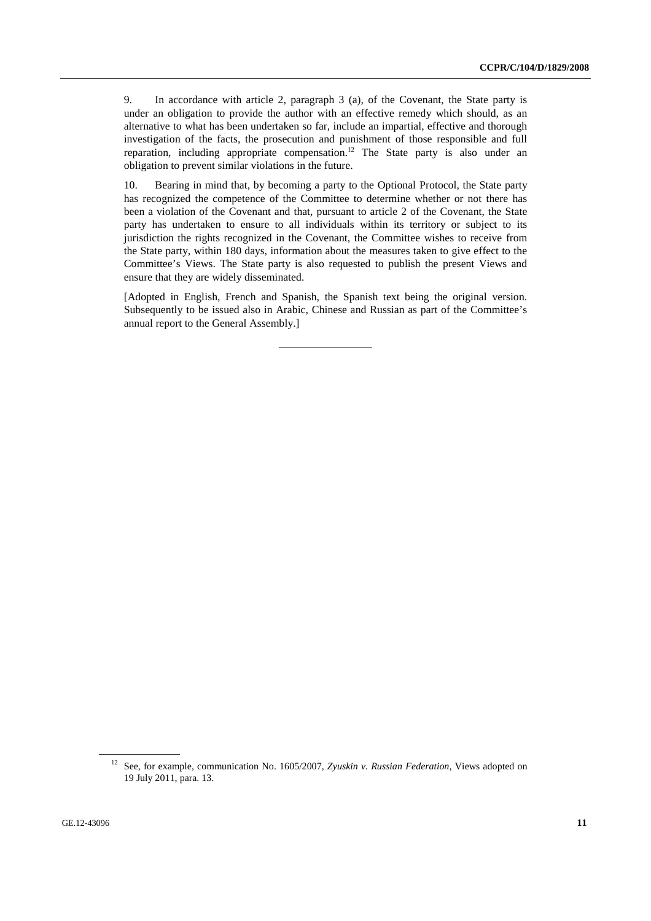9. In accordance with article 2, paragraph 3 (a), of the Covenant, the State party is under an obligation to provide the author with an effective remedy which should, as an alternative to what has been undertaken so far, include an impartial, effective and thorough investigation of the facts, the prosecution and punishment of those responsible and full reparation, including appropriate compensation.[12] The State party is also under an obligation to prevent similar violations in the future.

10. Bearing in mind that, by becoming a party to the Optional Protocol, the State party has recognized the competence of the Committee to determine whether or not there has been a violation of the Covenant and that, pursuant to article 2 of the Covenant, the State party has undertaken to ensure to all individuals within its territory or subject to its jurisdiction the rights recognized in the Covenant, the Committee wishes to receive from the State party, within 180 days, information about the measures taken to give effect to the Committee's Views. The State party is also requested to publish the present Views and ensure that they are widely disseminated.

[Adopted in English, French and Spanish, the Spanish text being the original version. Subsequently to be issued also in Arabic, Chinese and Russian as part of the Committee's annual report to the General Assembly.]

---

[12] See, for example, communication No. 1605/2007, *Zyuskin v. Russian Federation*, Views adopted on 19 July 2011, para. 13.